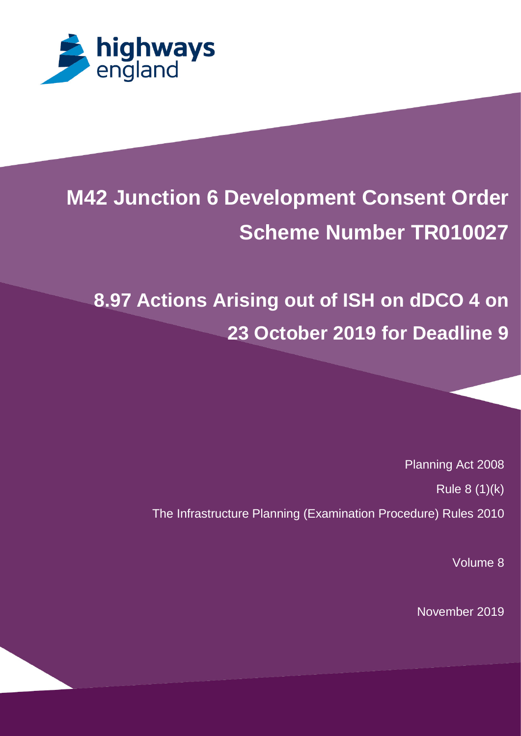highways england

# M42 Junction 6 Development Consent Order Scheme Number TR010027

## 8.97 Actions Arising out of ISH on dDCO 4 on 23 October 2019 for Deadline 9

Planning Act 2008

Rule 8 (1)(k)

The Infrastructure Planning (Examination Procedure) Rules 2010

Volume 8

November 2019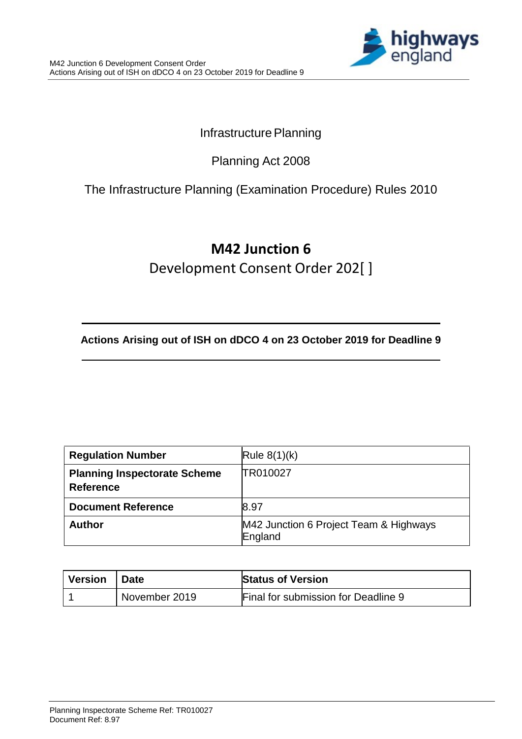Infrastructure Planning

Planning Act 2008

The Infrastructure Planning (Examination Procedure) Rules 2010

# M42 Junction 6

Development Consent Order 202[ ]

---

**Actions Arising out of ISH on dDCO 4 on 23 October 2019 for Deadline 9**

---

| **Regulation Number** | Rule 8(1)(k) |
|---|---|
| **Planning Inspectorate Scheme Reference** | TR010027 |
| **Document Reference** | 8.97 |
| **Author** | M42 Junction 6 Project Team & Highways England |

| **Version** | **Date** | **Status of Version** |
|---|---|---|
| 1 | November 2019 | Final for submission for Deadline 9 |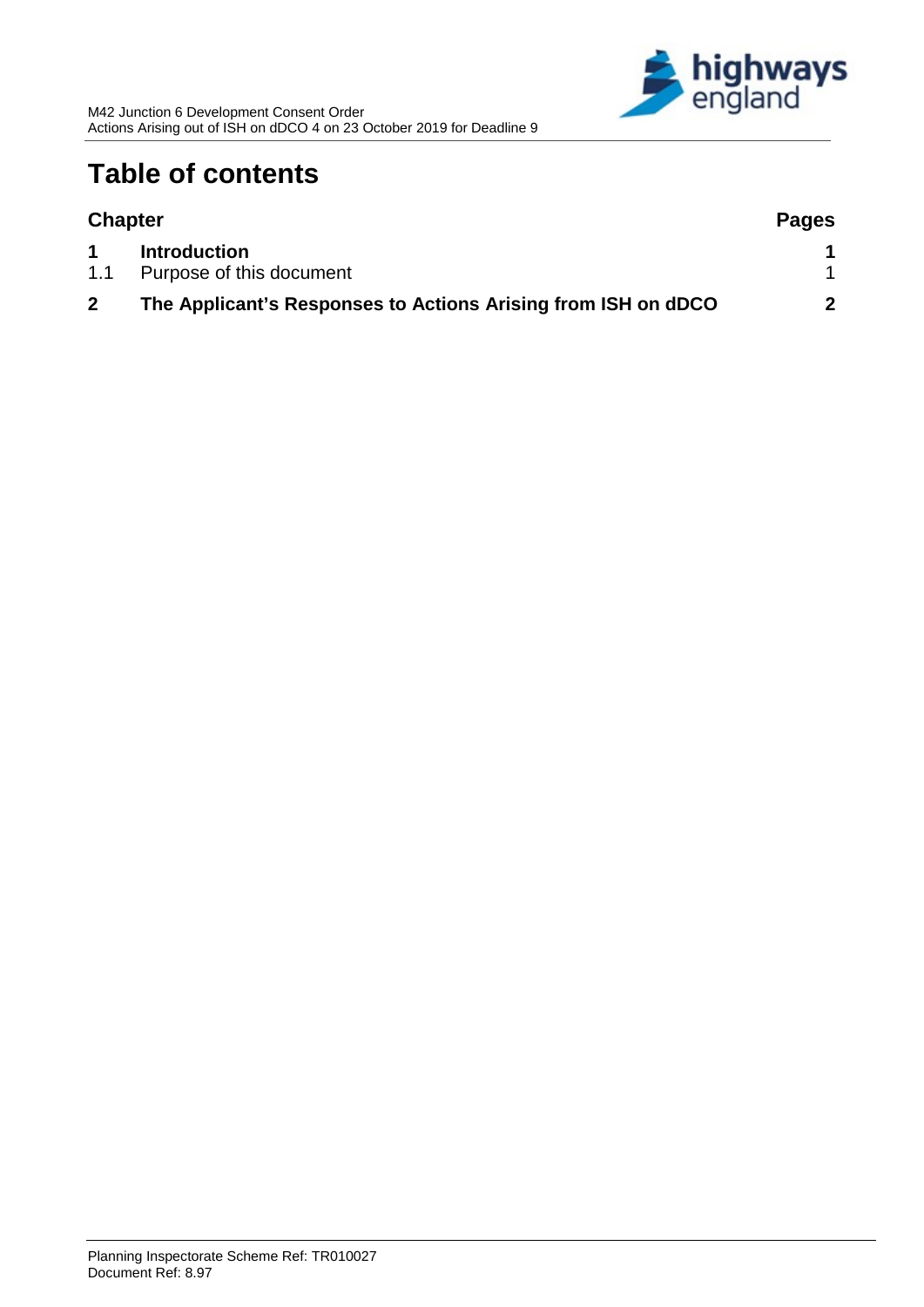# Table of contents

| Chapter | | Pages |
|---|---|---|
| **1** | **Introduction** | **1** |
| 1.1 | Purpose of this document | 1 |
| **2** | **The Applicant's Responses to Actions Arising from ISH on dDCO** | **2** |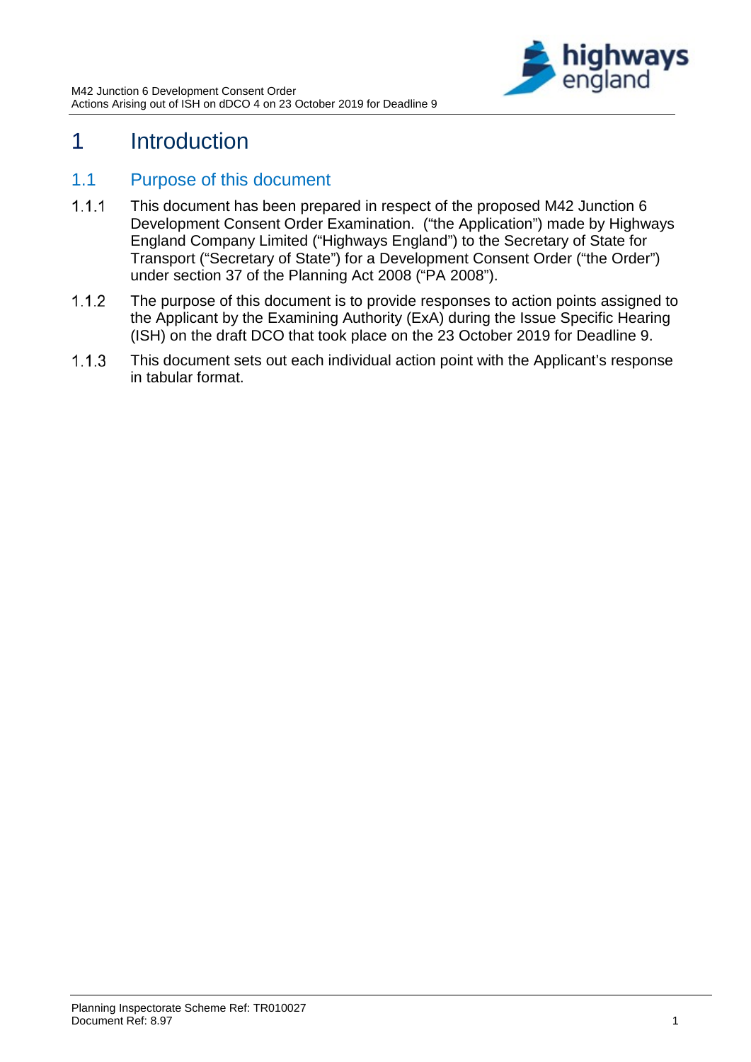# 1 Introduction

## 1.1 Purpose of this document

1.1.1 This document has been prepared in respect of the proposed M42 Junction 6 Development Consent Order Examination. ("the Application") made by Highways England Company Limited ("Highways England") to the Secretary of State for Transport ("Secretary of State") for a Development Consent Order ("the Order") under section 37 of the Planning Act 2008 ("PA 2008").

1.1.2 The purpose of this document is to provide responses to action points assigned to the Applicant by the Examining Authority (ExA) during the Issue Specific Hearing (ISH) on the draft DCO that took place on the 23 October 2019 for Deadline 9.

1.1.3 This document sets out each individual action point with the Applicant's response in tabular format.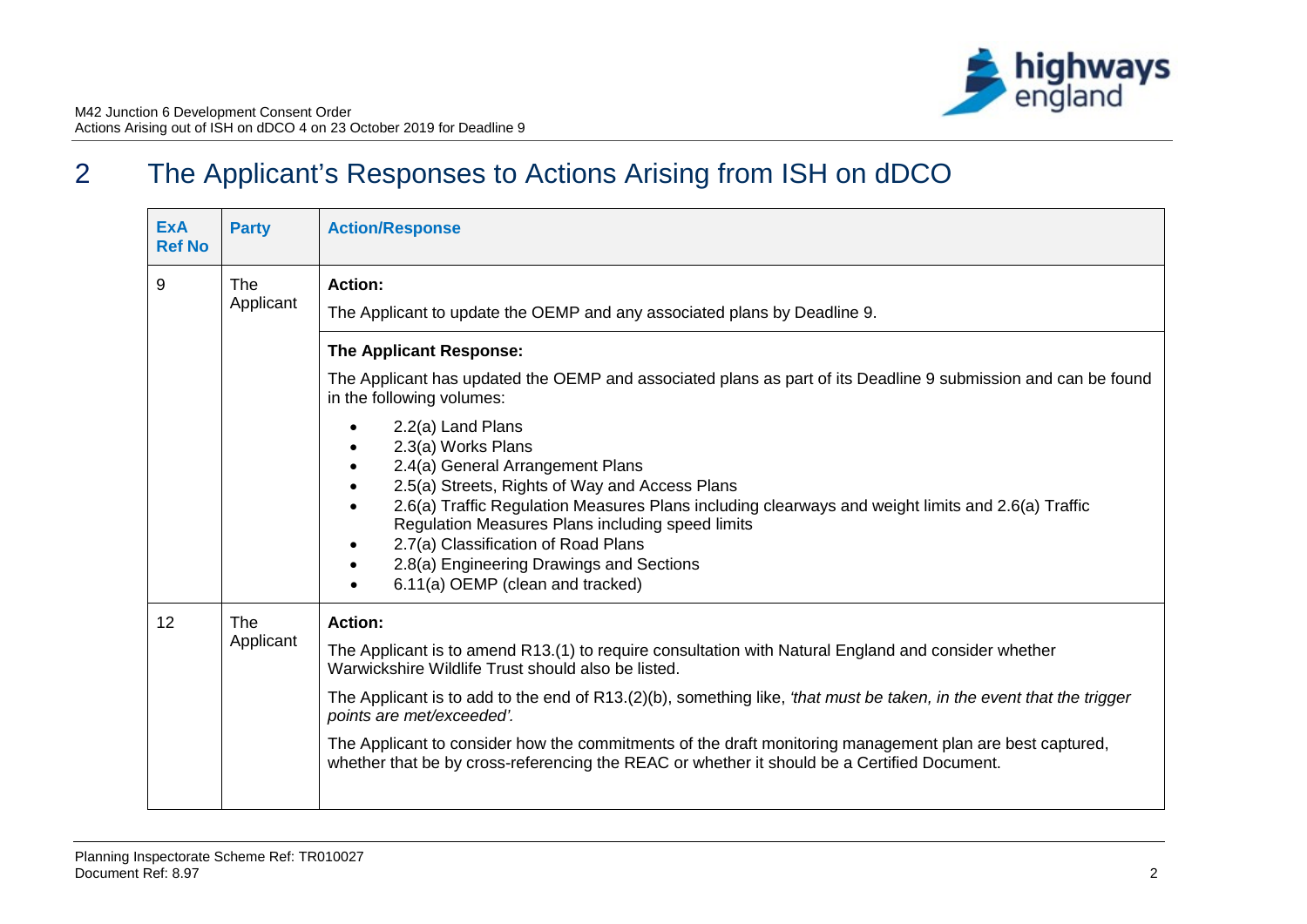# 2 The Applicant's Responses to Actions Arising from ISH on dDCO

| ExA Ref No | Party | Action/Response |
|---|---|---|
| 9 | The Applicant | **Action:**<br><br>The Applicant to update the OEMP and any associated plans by Deadline 9. |
| | | **The Applicant Response:**<br><br>The Applicant has updated the OEMP and associated plans as part of its Deadline 9 submission and can be found in the following volumes:<br><br>• 2.2(a) Land Plans<br>• 2.3(a) Works Plans<br>• 2.4(a) General Arrangement Plans<br>• 2.5(a) Streets, Rights of Way and Access Plans<br>• 2.6(a) Traffic Regulation Measures Plans including clearways and weight limits and 2.6(a) Traffic Regulation Measures Plans including speed limits<br>• 2.7(a) Classification of Road Plans<br>• 2.8(a) Engineering Drawings and Sections<br>• 6.11(a) OEMP (clean and tracked) |
| 12 | The Applicant | **Action:**<br><br>The Applicant is to amend R13.(1) to require consultation with Natural England and consider whether Warwickshire Wildlife Trust should also be listed.<br><br>The Applicant is to add to the end of R13.(2)(b), something like, *'that must be taken, in the event that the trigger points are met/exceeded'.*<br><br>The Applicant to consider how the commitments of the draft monitoring management plan are best captured, whether that be by cross-referencing the REAC or whether it should be a Certified Document. |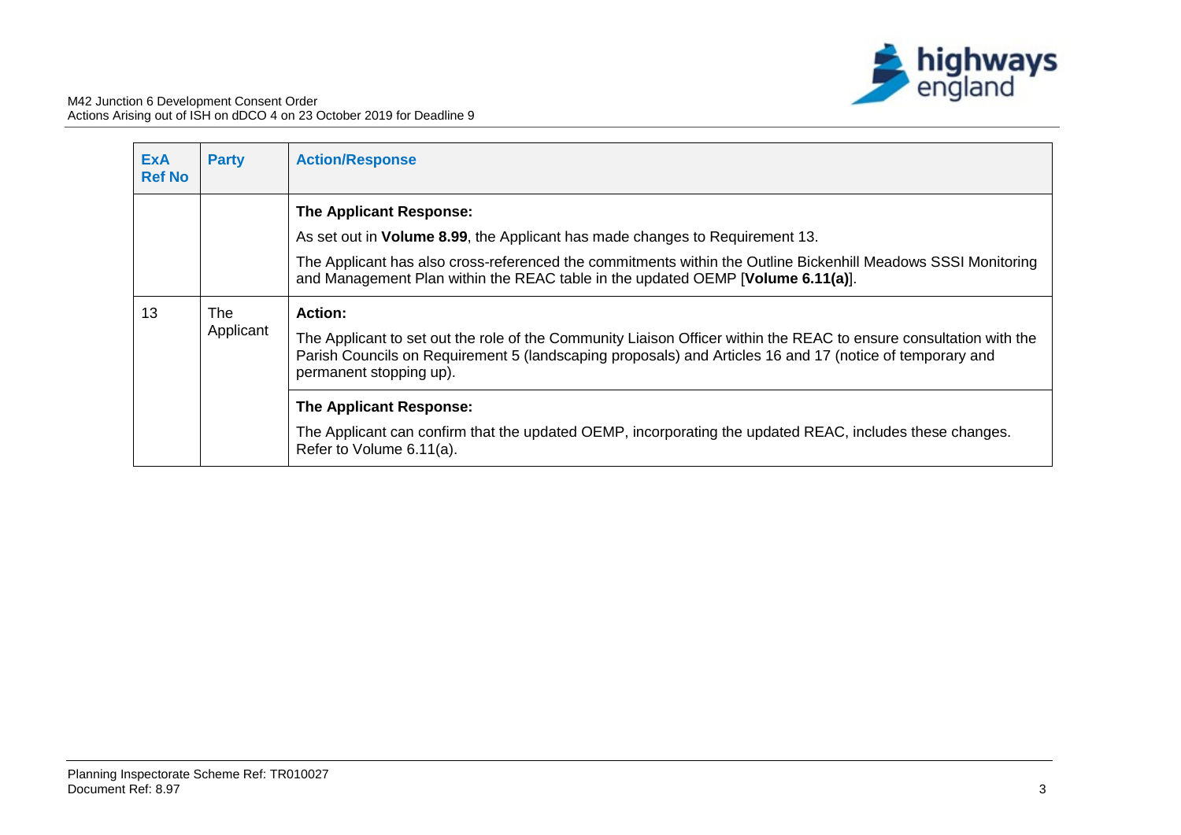| ExA Ref No | Party | Action/Response |
|---|---|---|
| | | **The Applicant Response:**<br><br>As set out in **Volume 8.99**, the Applicant has made changes to Requirement 13.<br><br>The Applicant has also cross-referenced the commitments within the Outline Bickenhill Meadows SSSI Monitoring and Management Plan within the REAC table in the updated OEMP [**Volume 6.11(a)**]. |
| 13 | The Applicant | **Action:**<br><br>The Applicant to set out the role of the Community Liaison Officer within the REAC to ensure consultation with the Parish Councils on Requirement 5 (landscaping proposals) and Articles 16 and 17 (notice of temporary and permanent stopping up). |
| | | **The Applicant Response:**<br><br>The Applicant can confirm that the updated OEMP, incorporating the updated REAC, includes these changes. Refer to Volume 6.11(a). |